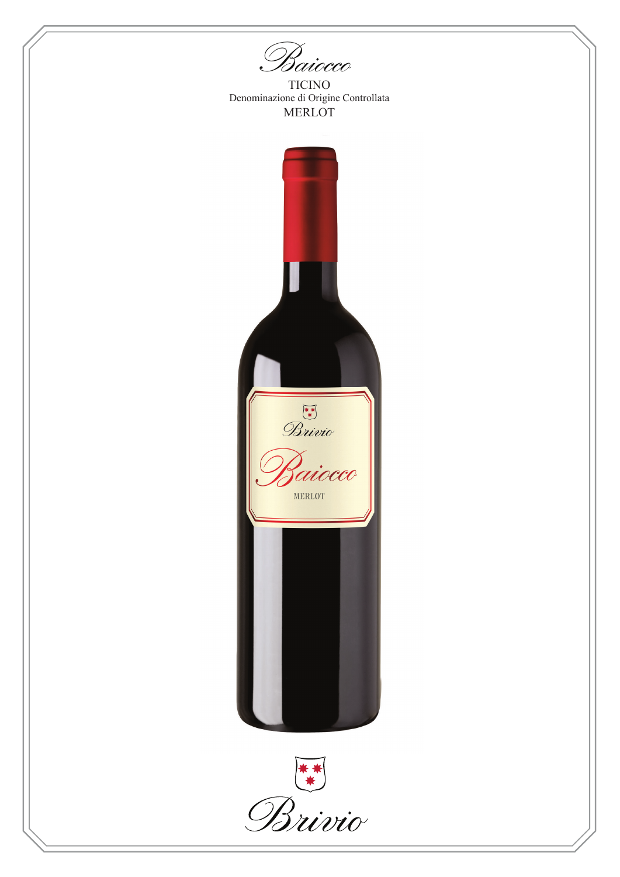# Baiocco

TICINO

Denominazione di Origine Controllata

MERLOT

Brivio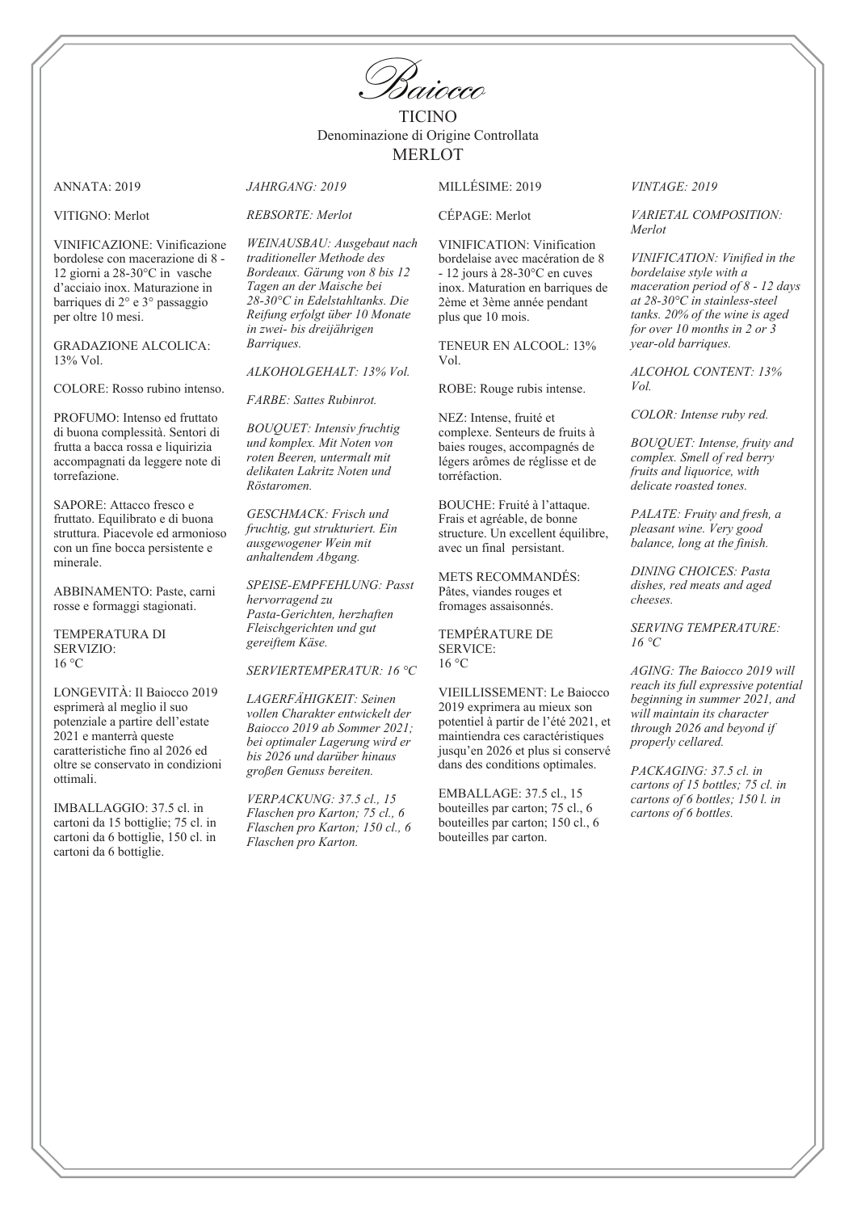# Baiocco

TICINO

Denominazione di Origine Controllata

MERLOT

ANNATA: 2019

VITIGNO: Merlot

VINIFICAZIONE: Vinificazione bordolese con macerazione di 8 - 12 giorni a 28-30°C in vasche d'acciaio inox. Maturazione in barriques di 2° e 3° passaggio per oltre 10 mesi.

GRADAZIONE ALCOLICA: 13% Vol.

COLORE: Rosso rubino intenso.

PROFUMO: Intenso ed fruttato di buona complessità. Sentori di frutta a bacca rossa e liquirizia accompagnati da leggere note di torrefazione.

SAPORE: Attacco fresco e fruttato. Equilibrato e di buona struttura. Piacevole ed armonioso con un fine bocca persistente e minerale.

ABBINAMENTO: Paste, carni rosse e formaggi stagionati.

TEMPERATURA DI SERVIZIO: 16 °C

LONGEVITÀ: Il Baiocco 2019 esprimerà al meglio il suo potenziale a partire dell'estate 2021 e manterrà queste caratteristiche fino al 2026 ed oltre se conservato in condizioni ottimali.

IMBALLAGGIO: 37.5 cl. in cartoni da 15 bottiglie; 75 cl. in cartoni da 6 bottiglie, 150 cl. in cartoni da 6 bottiglie.

*JAHRGANG: 2019*

*REBSORTE: Merlot*

*WEINAUSBAU: Ausgebaut nach traditioneller Methode des Bordeaux. Gärung von 8 bis 12 Tagen an der Maische bei 28-30°C in Edelstahltanks. Die Reifung erfolgt über 10 Monate in zwei- bis dreijährigen Barriques.*

*ALKOHOLGEHALT: 13% Vol.*

*FARBE: Sattes Rubinrot.*

*BOUQUET: Intensiv fruchtig und komplex. Mit Noten von roten Beeren, untermalt mit delikaten Lakritz Noten und Röstaromen.*

*GESCHMACK: Frisch und fruchtig, gut strukturiert. Ein ausgewogener Wein mit anhaltendem Abgang.*

*SPEISE-EMPFEHLUNG: Passt hervorragend zu Pasta-Gerichten, herzhaften Fleischgerichten und gut gereiftem Käse.*

*SERVIERTEMPERATUR: 16 °C*

*LAGERFÄHIGKEIT: Seinen vollen Charakter entwickelt der Baiocco 2019 ab Sommer 2021; bei optimaler Lagerung wird er bis 2026 und darüber hinaus großen Genuss bereiten.*

*VERPACKUNG: 37.5 cl., 15 Flaschen pro Karton; 75 cl., 6 Flaschen pro Karton; 150 cl., 6 Flaschen pro Karton.*

MILLÉSIME: 2019

CÉPAGE: Merlot

VINIFICATION: Vinification bordelaise avec macération de 8 - 12 jours à 28-30°C en cuves inox. Maturation en barriques de 2ème et 3ème année pendant plus que 10 mois.

TENEUR EN ALCOOL: 13% Vol.

ROBE: Rouge rubis intense.

NEZ: Intense, fruité et complexe. Senteurs de fruits à baies rouges, accompagnés de légers arômes de réglisse et de torréfaction.

BOUCHE: Fruité à l'attaque. Frais et agréable, de bonne structure. Un excellent équilibre, avec un final persistant.

METS RECOMMANDÉS: Pâtes, viandes rouges et fromages assaisonnés.

TEMPÉRATURE DE SERVICE: 16 °C

VIEILLISSEMENT: Le Baiocco 2019 exprimera au mieux son potentiel à partir de l'été 2021, et maintiendra ces caractéristiques jusqu'en 2026 et plus si conservé dans des conditions optimales.

EMBALLAGE: 37.5 cl., 15 bouteilles par carton; 75 cl., 6 bouteilles par carton; 150 cl., 6 bouteilles par carton.

*VINTAGE: 2019*

*VARIETAL COMPOSITION: Merlot*

*VINIFICATION: Vinified in the bordelaise style with a maceration period of 8 - 12 days at 28-30°C in stainless-steel tanks. 20% of the wine is aged for over 10 months in 2 or 3 year-old barriques.*

*ALCOHOL CONTENT: 13% Vol.*

*COLOR: Intense ruby red.*

*BOUQUET: Intense, fruity and complex. Smell of red berry fruits and liquorice, with delicate roasted tones.*

*PALATE: Fruity and fresh, a pleasant wine. Very good balance, long at the finish.*

*DINING CHOICES: Pasta dishes, red meats and aged cheeses.*

*SERVING TEMPERATURE: 16 °C*

*AGING: The Baiocco 2019 will reach its full expressive potential beginning in summer 2021, and will maintain its character through 2026 and beyond if properly cellared.*

*PACKAGING: 37.5 cl. in cartons of 15 bottles; 75 cl. in cartons of 6 bottles; 150 l. in cartons of 6 bottles.*